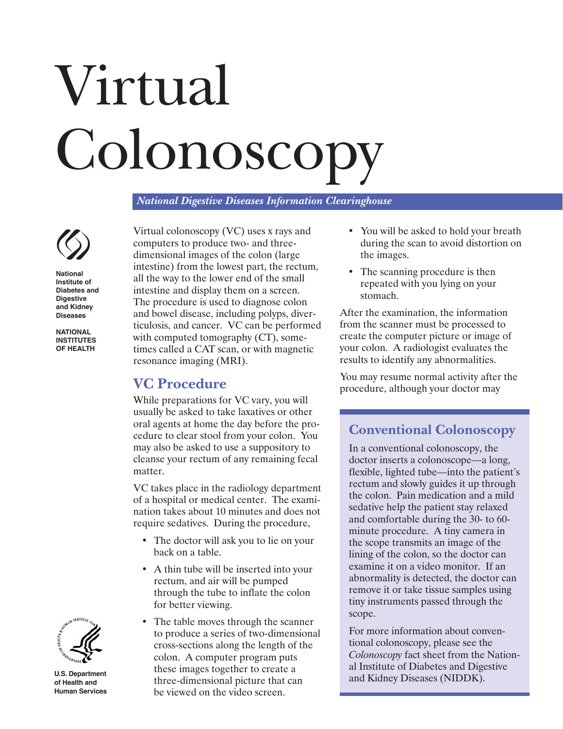# Virtual Colonoscopy

*National Digestive Diseases Information Clearinghouse*

National Institute of Diabetes and Digestive and Kidney Diseases

NATIONAL INSTITUTES OF HEALTH

U.S. Department of Health and Human Services

Virtual colonoscopy (VC) uses x rays and computers to produce two- and three-dimensional images of the colon (large intestine) from the lowest part, the rectum, all the way to the lower end of the small intestine and display them on a screen. The procedure is used to diagnose colon and bowel disease, including polyps, diverticulosis, and cancer. VC can be performed with computed tomography (CT), sometimes called a CAT scan, or with magnetic resonance imaging (MRI).

## VC Procedure

While preparations for VC vary, you will usually be asked to take laxatives or other oral agents at home the day before the procedure to clear stool from your colon. You may also be asked to use a suppository to cleanse your rectum of any remaining fecal matter.

VC takes place in the radiology department of a hospital or medical center. The examination takes about 10 minutes and does not require sedatives. During the procedure,

- The doctor will ask you to lie on your back on a table.
- A thin tube will be inserted into your rectum, and air will be pumped through the tube to inflate the colon for better viewing.
- The table moves through the scanner to produce a series of two-dimensional cross-sections along the length of the colon. A computer program puts these images together to create a three-dimensional picture that can be viewed on the video screen.
- You will be asked to hold your breath during the scan to avoid distortion on the images.
- The scanning procedure is then repeated with you lying on your stomach.

After the examination, the information from the scanner must be processed to create the computer picture or image of your colon. A radiologist evaluates the results to identify any abnormalities.

You may resume normal activity after the procedure, although your doctor may

## Conventional Colonoscopy

In a conventional colonoscopy, the doctor inserts a colonoscope—a long, flexible, lighted tube—into the patient's rectum and slowly guides it up through the colon. Pain medication and a mild sedative help the patient stay relaxed and comfortable during the 30- to 60-minute procedure. A tiny camera in the scope transmits an image of the lining of the colon, so the doctor can examine it on a video monitor. If an abnormality is detected, the doctor can remove it or take tissue samples using tiny instruments passed through the scope.

For more information about conventional colonoscopy, please see the *Colonoscopy* fact sheet from the National Institute of Diabetes and Digestive and Kidney Diseases (NIDDK).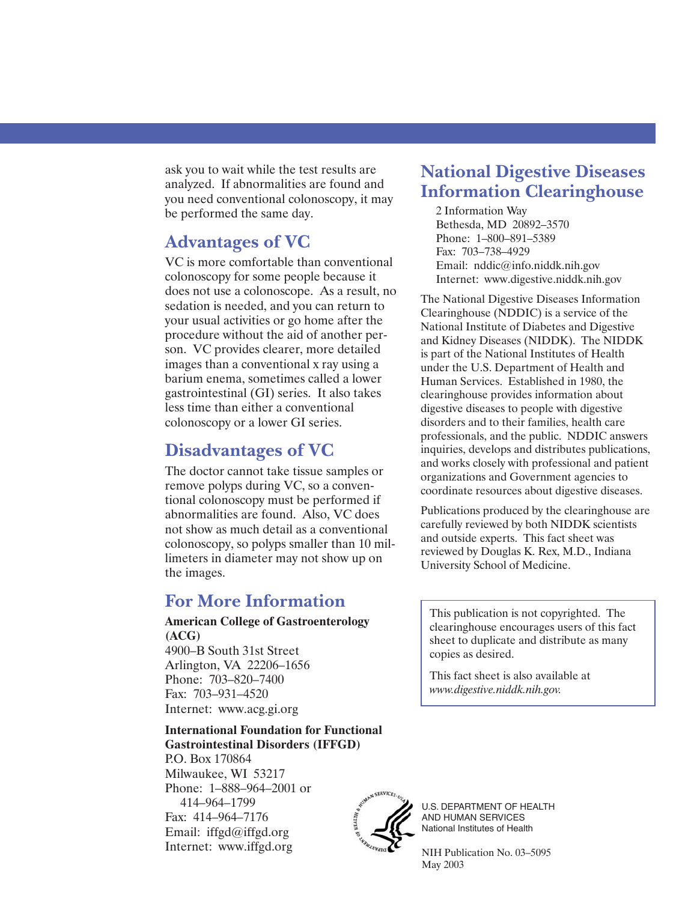ask you to wait while the test results are analyzed. If abnormalities are found and you need conventional colonoscopy, it may be performed the same day.

## Advantages of VC

VC is more comfortable than conventional colonoscopy for some people because it does not use a colonoscope. As a result, no sedation is needed, and you can return to your usual activities or go home after the procedure without the aid of another person. VC provides clearer, more detailed images than a conventional x ray using a barium enema, sometimes called a lower gastrointestinal (GI) series. It also takes less time than either a conventional colonoscopy or a lower GI series.

## Disadvantages of VC

The doctor cannot take tissue samples or remove polyps during VC, so a conventional colonoscopy must be performed if abnormalities are found. Also, VC does not show as much detail as a conventional colonoscopy, so polyps smaller than 10 millimeters in diameter may not show up on the images.

## For More Information

**American College of Gastroenterology (ACG)**
4900–B South 31st Street
Arlington, VA 22206–1656
Phone: 703–820–7400
Fax: 703–931–4520
Internet: www.acg.gi.org

**International Foundation for Functional Gastrointestinal Disorders (IFFGD)**
P.O. Box 170864
Milwaukee, WI 53217
Phone: 1–888–964–2001 or 414–964–1799
Fax: 414–964–7176
Email: iffgd@iffgd.org
Internet: www.iffgd.org

## National Digestive Diseases Information Clearinghouse

2 Information Way
Bethesda, MD 20892–3570
Phone: 1–800–891–5389
Fax: 703–738–4929
Email: nddic@info.niddk.nih.gov
Internet: www.digestive.niddk.nih.gov

The National Digestive Diseases Information Clearinghouse (NDDIC) is a service of the National Institute of Diabetes and Digestive and Kidney Diseases (NIDDK). The NIDDK is part of the National Institutes of Health under the U.S. Department of Health and Human Services. Established in 1980, the clearinghouse provides information about digestive diseases to people with digestive disorders and to their families, health care professionals, and the public. NDDIC answers inquiries, develops and distributes publications, and works closely with professional and patient organizations and Government agencies to coordinate resources about digestive diseases.

Publications produced by the clearinghouse are carefully reviewed by both NIDDK scientists and outside experts. This fact sheet was reviewed by Douglas K. Rex, M.D., Indiana University School of Medicine.

This publication is not copyrighted. The clearinghouse encourages users of this fact sheet to duplicate and distribute as many copies as desired.

This fact sheet is also available at *www.digestive.niddk.nih.gov.*

U.S. DEPARTMENT OF HEALTH AND HUMAN SERVICES
National Institutes of Health

NIH Publication No. 03–5095
May 2003